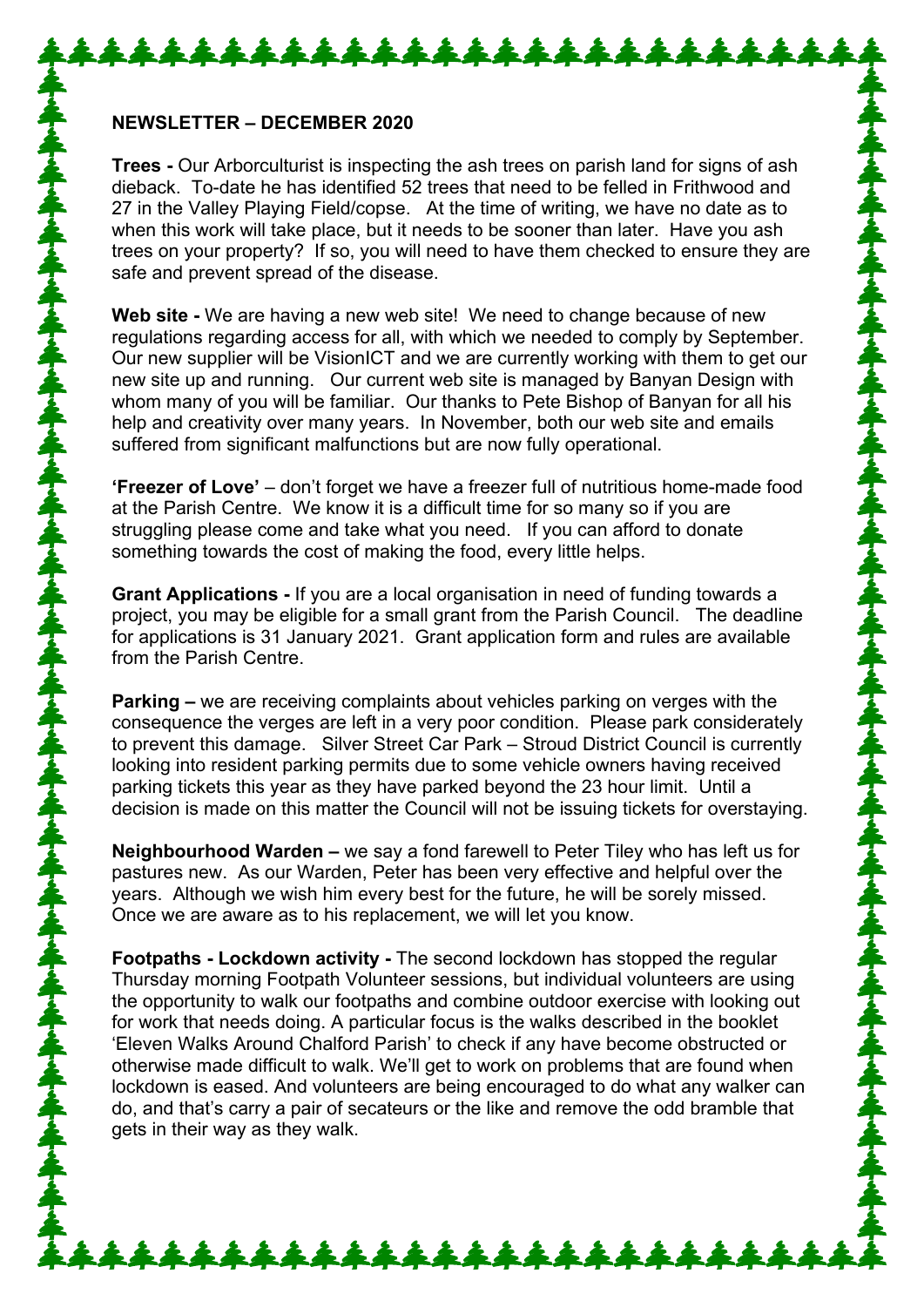**NEWSLETTER – DECEMBER 2020**

**Trees -** Our Arborculturist is inspecting the ash trees on parish land for signs of ash dieback. To-date he has identified 52 trees that need to be felled in Frithwood and 27 in the Valley Playing Field/copse. At the time of writing, we have no date as to when this work will take place, but it needs to be sooner than later. Have you ash trees on your property? If so, you will need to have them checked to ensure they are safe and prevent spread of the disease.

**Web site -** We are having a new web site! We need to change because of new regulations regarding access for all, with which we needed to comply by September. Our new supplier will be VisionICT and we are currently working with them to get our new site up and running. Our current web site is managed by Banyan Design with whom many of you will be familiar. Our thanks to Pete Bishop of Banyan for all his help and creativity over many years. In November, both our web site and emails suffered from significant malfunctions but are now fully operational.

**'Freezer of Love'** – don't forget we have a freezer full of nutritious home-made food at the Parish Centre. We know it is a difficult time for so many so if you are struggling please come and take what you need. If you can afford to donate something towards the cost of making the food, every little helps.

**Grant Applications -** If you are a local organisation in need of funding towards a project, you may be eligible for a small grant from the Parish Council. The deadline for applications is 31 January 2021. Grant application form and rules are available from the Parish Centre.

**Parking –** we are receiving complaints about vehicles parking on verges with the consequence the verges are left in a very poor condition. Please park considerately to prevent this damage. Silver Street Car Park – Stroud District Council is currently looking into resident parking permits due to some vehicle owners having received parking tickets this year as they have parked beyond the 23 hour limit. Until a decision is made on this matter the Council will not be issuing tickets for overstaying.

**Neighbourhood Warden –** we say a fond farewell to Peter Tiley who has left us for pastures new. As our Warden, Peter has been very effective and helpful over the years. Although we wish him every best for the future, he will be sorely missed. Once we are aware as to his replacement, we will let you know.

**Footpaths - Lockdown activity -** The second lockdown has stopped the regular Thursday morning Footpath Volunteer sessions, but individual volunteers are using the opportunity to walk our footpaths and combine outdoor exercise with looking out for work that needs doing. A particular focus is the walks described in the booklet 'Eleven Walks Around Chalford Parish' to check if any have become obstructed or otherwise made difficult to walk. We'll get to work on problems that are found when lockdown is eased. And volunteers are being encouraged to do what any walker can do, and that's carry a pair of secateurs or the like and remove the odd bramble that gets in their way as they walk.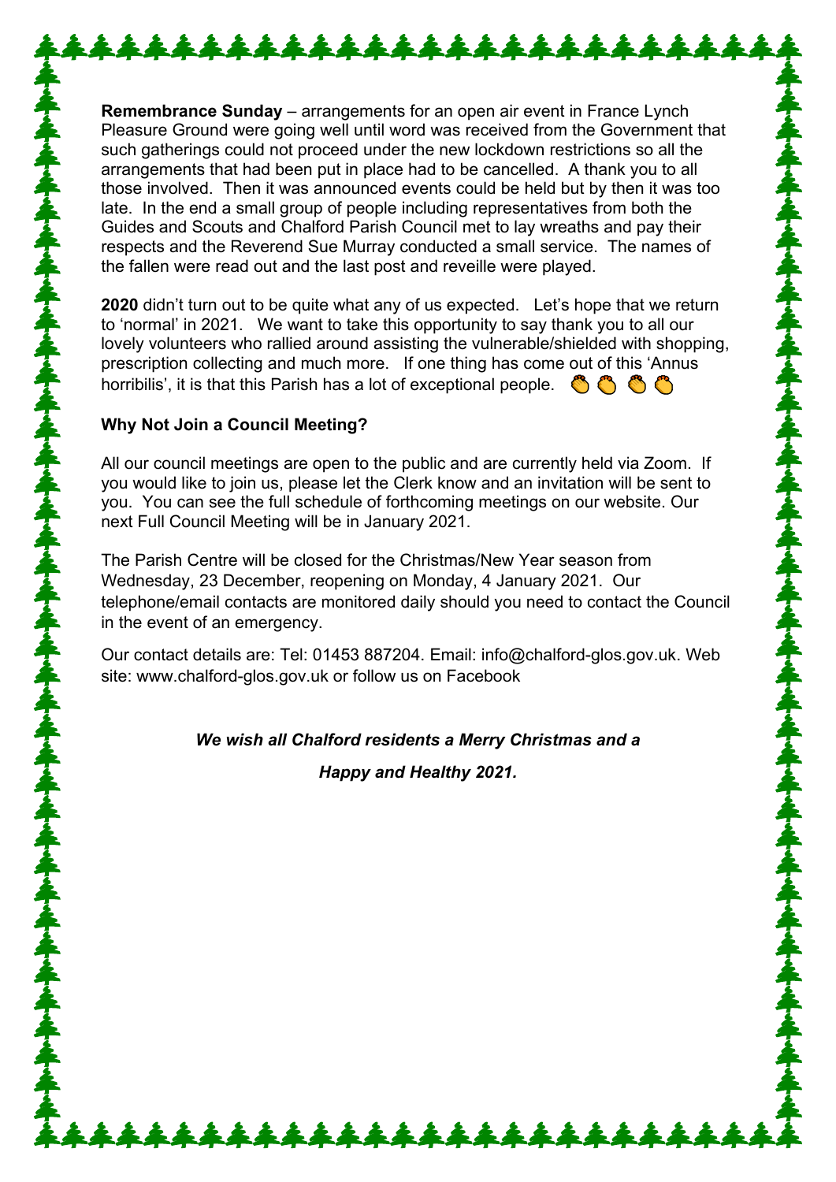**Remembrance Sunday** – arrangements for an open air event in France Lynch Pleasure Ground were going well until word was received from the Government that such gatherings could not proceed under the new lockdown restrictions so all the arrangements that had been put in place had to be cancelled. A thank you to all those involved. Then it was announced events could be held but by then it was too late. In the end a small group of people including representatives from both the Guides and Scouts and Chalford Parish Council met to lay wreaths and pay their respects and the Reverend Sue Murray conducted a small service. The names of the fallen were read out and the last post and reveille were played.

**2020** didn't turn out to be quite what any of us expected. Let's hope that we return to 'normal' in 2021. We want to take this opportunity to say thank you to all our lovely volunteers who rallied around assisting the vulnerable/shielded with shopping, prescription collecting and much more. If one thing has come out of this 'Annus horribilis', it is that this Parish has a lot of exceptional people. 👏 👏 👏 👏

**Why Not Join a Council Meeting?**

All our council meetings are open to the public and are currently held via Zoom. If you would like to join us, please let the Clerk know and an invitation will be sent to you. You can see the full schedule of forthcoming meetings on our website. Our next Full Council Meeting will be in January 2021.

The Parish Centre will be closed for the Christmas/New Year season from Wednesday, 23 December, reopening on Monday, 4 January 2021. Our telephone/email contacts are monitored daily should you need to contact the Council in the event of an emergency.

Our contact details are: Tel: 01453 887204. Email: info@chalford-glos.gov.uk. Web site: www.chalford-glos.gov.uk or follow us on Facebook

***We wish all Chalford residents a Merry Christmas and a Happy and Healthy 2021.***